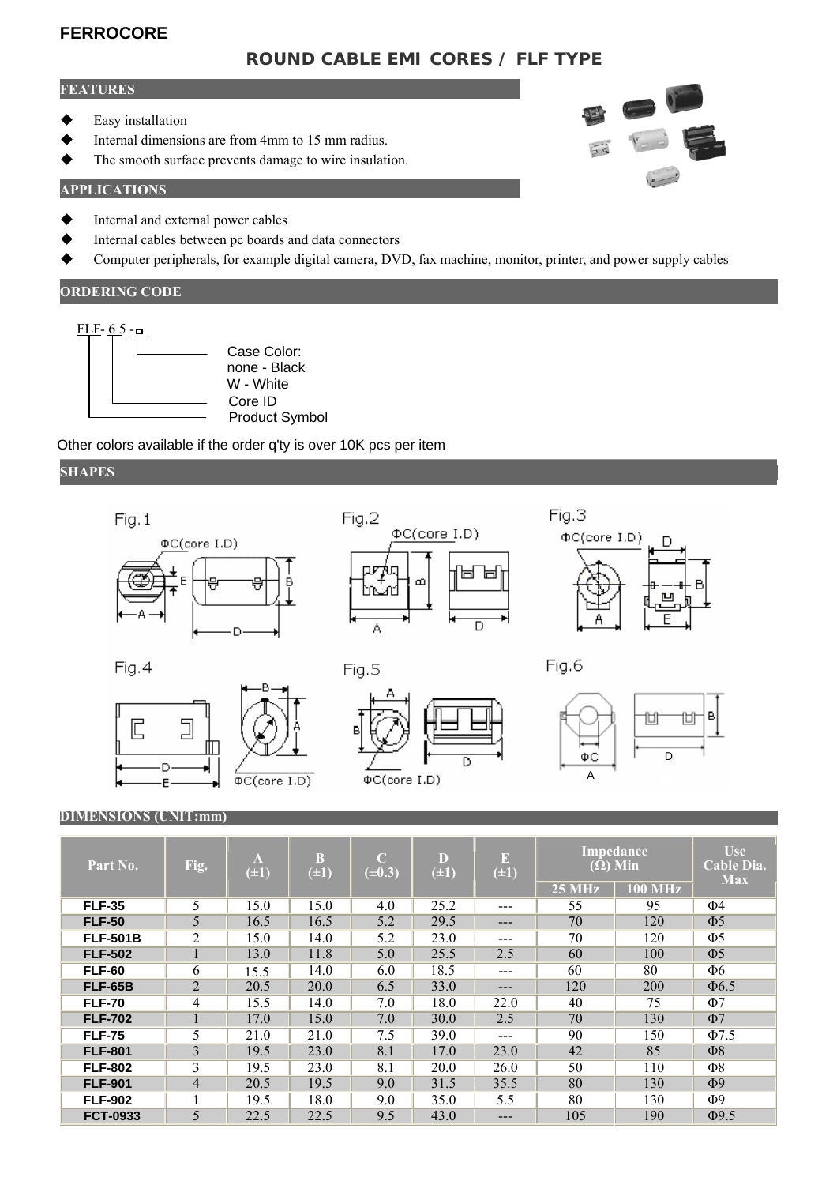**FERROCORE**

# ROUND CABLE EMI CORES / FLF TYPE

## FEATURES

- Easy installation
- Internal dimensions are from 4mm to 15 mm radius.
- The smooth surface prevents damage to wire insulation.

## APPLICATIONS

- Internal and external power cables
- Internal cables between pc boards and data connectors
- Computer peripherals, for example digital camera, DVD, fax machine, monitor, printer, and power supply cables

## ORDERING CODE

FLF- 6 5 -□

- Case Color: none - Black, W - White
- Core ID
- Product Symbol

Other colors available if the order q'ty is over 10K pcs per item

## SHAPES

Fig.1 Fig.2 Fig.3 Fig.4 Fig.5 Fig.6

## DIMENSIONS (UNIT:mm)

| Part No. | Fig. | A (±1) | B (±1) | C (±0.3) | D (±1) | E (±1) | Impedance (Ω) Min | | Use Cable Dia. Max |
|---|---|---|---|---|---|---|---|---|---|
| | | | | | | | 25 MHz | 100 MHz | |
| FLF-35 | 5 | 15.0 | 15.0 | 4.0 | 25.2 | --- | 55 | 95 | Φ4 |
| FLF-50 | 5 | 16.5 | 16.5 | 5.2 | 29.5 | --- | 70 | 120 | Φ5 |
| FLF-501B | 2 | 15.0 | 14.0 | 5.2 | 23.0 | --- | 70 | 120 | Φ5 |
| FLF-502 | 1 | 13.0 | 11.8 | 5.0 | 25.5 | 2.5 | 60 | 100 | Φ5 |
| FLF-60 | 6 | 15.5 | 14.0 | 6.0 | 18.5 | --- | 60 | 80 | Φ6 |
| FLF-65B | 2 | 20.5 | 20.0 | 6.5 | 33.0 | --- | 120 | 200 | Φ6.5 |
| FLF-70 | 4 | 15.5 | 14.0 | 7.0 | 18.0 | 22.0 | 40 | 75 | Φ7 |
| FLF-702 | 1 | 17.0 | 15.0 | 7.0 | 30.0 | 2.5 | 70 | 130 | Φ7 |
| FLF-75 | 5 | 21.0 | 21.0 | 7.5 | 39.0 | --- | 90 | 150 | Φ7.5 |
| FLF-801 | 3 | 19.5 | 23.0 | 8.1 | 17.0 | 23.0 | 42 | 85 | Φ8 |
| FLF-802 | 3 | 19.5 | 23.0 | 8.1 | 20.0 | 26.0 | 50 | 110 | Φ8 |
| FLF-901 | 4 | 20.5 | 19.5 | 9.0 | 31.5 | 35.5 | 80 | 130 | Φ9 |
| FLF-902 | 1 | 19.5 | 18.0 | 9.0 | 35.0 | 5.5 | 80 | 130 | Φ9 |
| FCT-0933 | 5 | 22.5 | 22.5 | 9.5 | 43.0 | --- | 105 | 190 | Φ9.5 |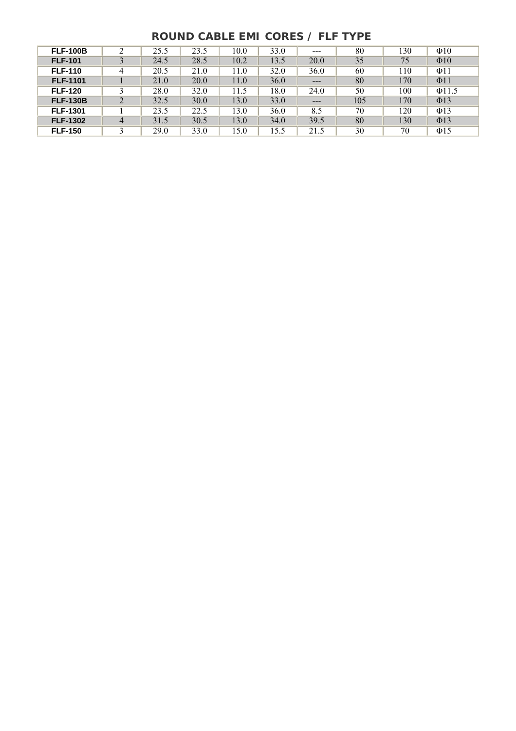## ROUND CABLE EMI CORES / FLF TYPE

| | | | | | | | | | |
|---|---|---|---|---|---|---|---|---|---|
| **FLF-100B** | 2 | 25.5 | 23.5 | 10.0 | 33.0 | --- | 80 | 130 | Φ10 |
| **FLF-101** | 3 | 24.5 | 28.5 | 10.2 | 13.5 | 20.0 | 35 | 75 | Φ10 |
| **FLF-110** | 4 | 20.5 | 21.0 | 11.0 | 32.0 | 36.0 | 60 | 110 | Φ11 |
| **FLF-1101** | 1 | 21.0 | 20.0 | 11.0 | 36.0 | --- | 80 | 170 | Φ11 |
| **FLF-120** | 3 | 28.0 | 32.0 | 11.5 | 18.0 | 24.0 | 50 | 100 | Φ11.5 |
| **FLF-130B** | 2 | 32.5 | 30.0 | 13.0 | 33.0 | --- | 105 | 170 | Φ13 |
| **FLF-1301** | 1 | 23.5 | 22.5 | 13.0 | 36.0 | 8.5 | 70 | 120 | Φ13 |
| **FLF-1302** | 4 | 31.5 | 30.5 | 13.0 | 34.0 | 39.5 | 80 | 130 | Φ13 |
| **FLF-150** | 3 | 29.0 | 33.0 | 15.0 | 15.5 | 21.5 | 30 | 70 | Φ15 |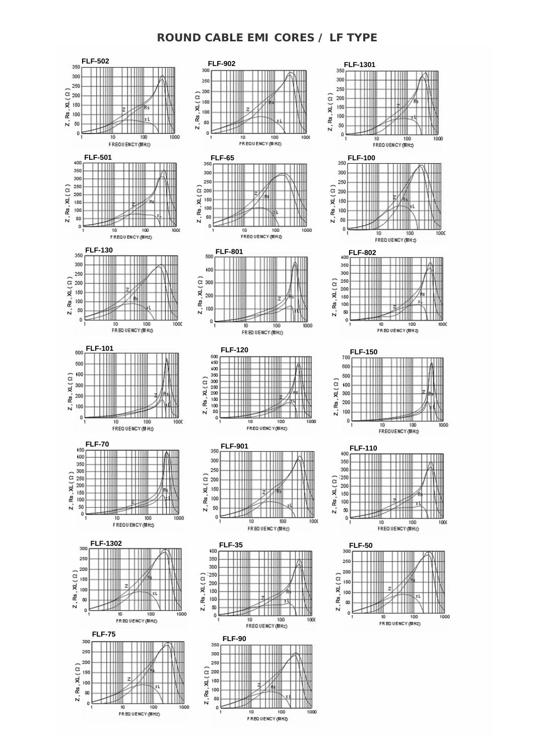# ROUND CABLE EMI CORES / LF TYPE

**FLF-502**

350
300
250
200
150
100
50
0

Z , Rs , XL ( Ω )

Z
Rs
XL

1
10
100
1000

FREQUENCY (MHz)

**FLF-902**

300
250
200
150
100
50
0

Z , Rs , XL ( Ω )

Z
Rs
XL

1
10
100
1000

FREQUENCY (MHz)

**FLF-1301**

350
300
250
200
150
100
50
0

Z , Rs , XL ( Ω )

Z
Rs
XL

1
10
100
1000

FREQUENCY (MHz)

**FLF-501**

400
350
300
250
200
150
100
50
0

Z , Rs , XL ( Ω )

Z
Rs
XL

1
10
100
1000

FREQUENCY (MHz)

**FLF-65**

350
300
250
200
150
100
50
0

Z , Rs , XL ( Ω )

Z
Rs
XL

1
10
100
1000

FREQUENCY (MHz)

**FLF-100**

350
300
250
200
150
100
50
0

Z , Rs , XL ( Ω )

Z
Rs
XL

1
10
100
1000

FREQUENCY (MHz)

**FLF-130**

350
300
250
200
150
100
50
0

Z , Rs , XL ( Ω )

Z
Rs
XL

1
10
100
1000

FREQUENCY (MHz)

**FLF-801**

500
400
300
200
100
0

Z , Rs , XL ( Ω )

Z
Rs
XL

1
10
100
1000

FREQUENCY (MHz)

**FLF-802**

400
350
300
250
200
150
100
50
0

Z , Rs , XL ( Ω )

Z
Rs
XL

1
10
100
1000

FREQUENCY (MHz)

**FLF-101**

600
500
400
300
200
100
0

Z , Rs , XL ( Ω )

Z
Rs
XL

1
10
100
1000

FREQUENCY (MHz)

**FLF-120**

500
450
400
350
300
250
200
150
100
50
0

Z , Rs , XL ( Ω )

Z
Rs
XL

1
10
100
1000

FREQUENCY (MHz)

**FLF-150**

700
600
500
400
300
200
100
0

Z , Rs , XL ( Ω )

Z
Rs
XL

1
10
100
1000

FREQUENCY (MHz)

**FLF-70**

450
400
350
300
250
200
150
100
50
0

Z , Rs , XL ( Ω )

Z
Rs
XL

1
10
100
1000

FREQUENCY (MHz)

**FLF-901**

350
300
250
200
150
100
50
0

Z , Rs , XL ( Ω )

Z
Rs
XL

1
10
100
1000

FREQUENCY (MHz)

**FLF-110**

400
350
300
250
200
150
100
50
0

Z , Rs , XL ( Ω )

Z
Rs
XL

1
10
100
1000

FREQUENCY (MHz)

**FLF-1302**

300
250
200
150
100
50
0

Z , Rs , XL ( Ω )

Z
Rs
XL

1
10
100
1000

FREQUENCY (MHz)

**FLF-35**

400
350
300
250
200
150
100
50
0

Z , Rs , XL ( Ω )

Z
Rs
XL

1
10
100
1000

FREQUENCY (MHz)

**FLF-50**

300
250
200
150
100
50
0

Z , Rs , XL ( Ω )

Z
Rs
XL

1
10
100
1000

FREQUENCY (MHz)

**FLF-75**

300
250
200
150
100
50
0

Z , Rs , XL ( Ω )

Z
Rs
XL

1
10
100
1000

FREQUENCY (MHz)

**FLF-90**

350
300
250
200
150
100
50
0

Z , Rs , XL ( Ω )

Z
Rs
XL

1
10
100
1000

FREQUENCY (MHz)